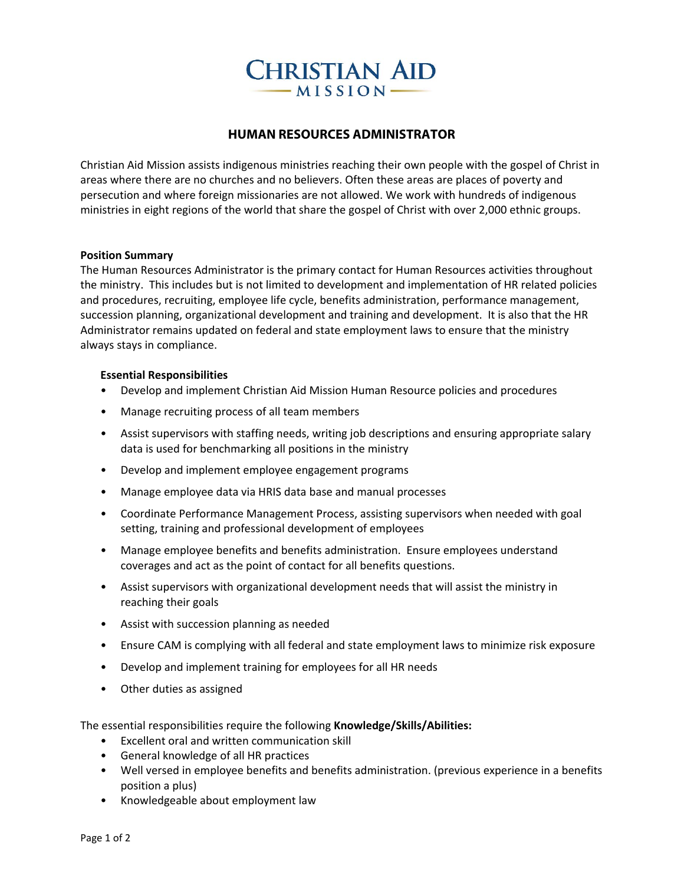# CHRISTIAN AID MISSION

## HUMAN RESOURCES ADMINISTRATOR

Christian Aid Mission assists indigenous ministries reaching their own people with the gospel of Christ in areas where there are no churches and no believers. Often these areas are places of poverty and persecution and where foreign missionaries are not allowed. We work with hundreds of indigenous ministries in eight regions of the world that share the gospel of Christ with over 2,000 ethnic groups.

**Position Summary**

The Human Resources Administrator is the primary contact for Human Resources activities throughout the ministry. This includes but is not limited to development and implementation of HR related policies and procedures, recruiting, employee life cycle, benefits administration, performance management, succession planning, organizational development and training and development. It is also that the HR Administrator remains updated on federal and state employment laws to ensure that the ministry always stays in compliance.

**Essential Responsibilities**

- Develop and implement Christian Aid Mission Human Resource policies and procedures
- Manage recruiting process of all team members
- Assist supervisors with staffing needs, writing job descriptions and ensuring appropriate salary data is used for benchmarking all positions in the ministry
- Develop and implement employee engagement programs
- Manage employee data via HRIS data base and manual processes
- Coordinate Performance Management Process, assisting supervisors when needed with goal setting, training and professional development of employees
- Manage employee benefits and benefits administration. Ensure employees understand coverages and act as the point of contact for all benefits questions.
- Assist supervisors with organizational development needs that will assist the ministry in reaching their goals
- Assist with succession planning as needed
- Ensure CAM is complying with all federal and state employment laws to minimize risk exposure
- Develop and implement training for employees for all HR needs
- Other duties as assigned

The essential responsibilities require the following **Knowledge/Skills/Abilities:**

- Excellent oral and written communication skill
- General knowledge of all HR practices
- Well versed in employee benefits and benefits administration. (previous experience in a benefits position a plus)
- Knowledgeable about employment law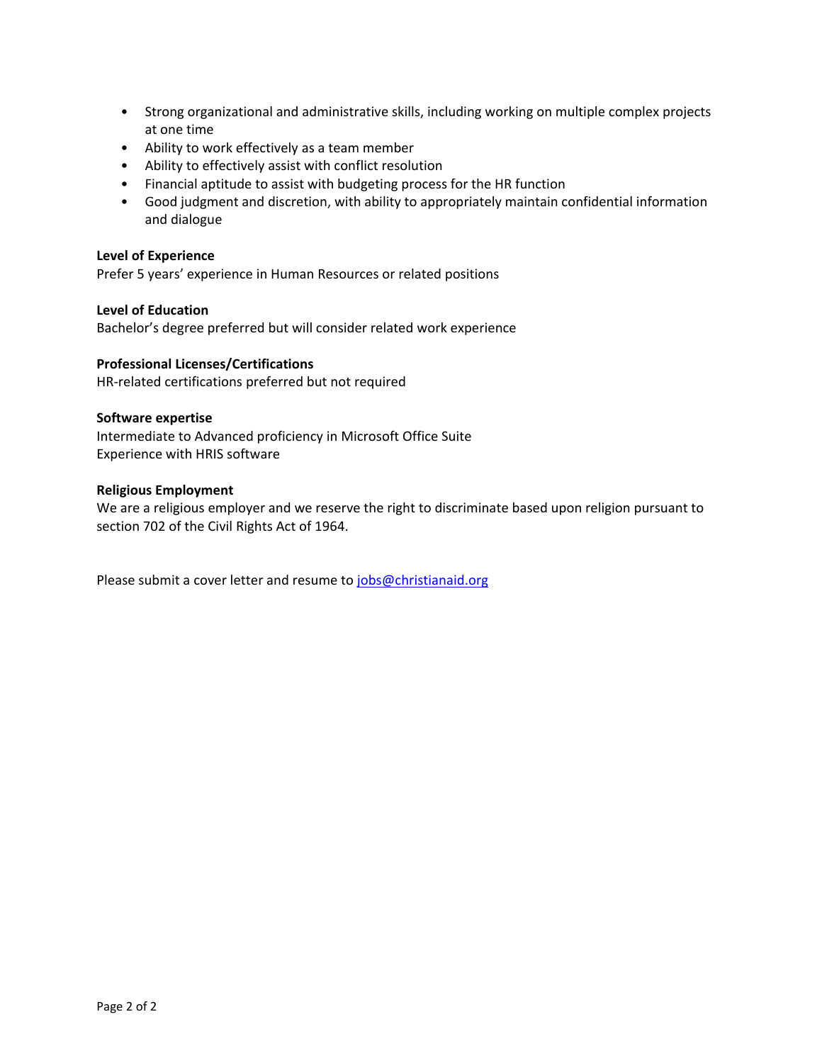- Strong organizational and administrative skills, including working on multiple complex projects at one time
- Ability to work effectively as a team member
- Ability to effectively assist with conflict resolution
- Financial aptitude to assist with budgeting process for the HR function
- Good judgment and discretion, with ability to appropriately maintain confidential information and dialogue

**Level of Experience**
Prefer 5 years' experience in Human Resources or related positions

**Level of Education**
Bachelor's degree preferred but will consider related work experience

**Professional Licenses/Certifications**
HR-related certifications preferred but not required

**Software expertise**
Intermediate to Advanced proficiency in Microsoft Office Suite
Experience with HRIS software

**Religious Employment**
We are a religious employer and we reserve the right to discriminate based upon religion pursuant to section 702 of the Civil Rights Act of 1964.

Please submit a cover letter and resume to jobs@christianaid.org